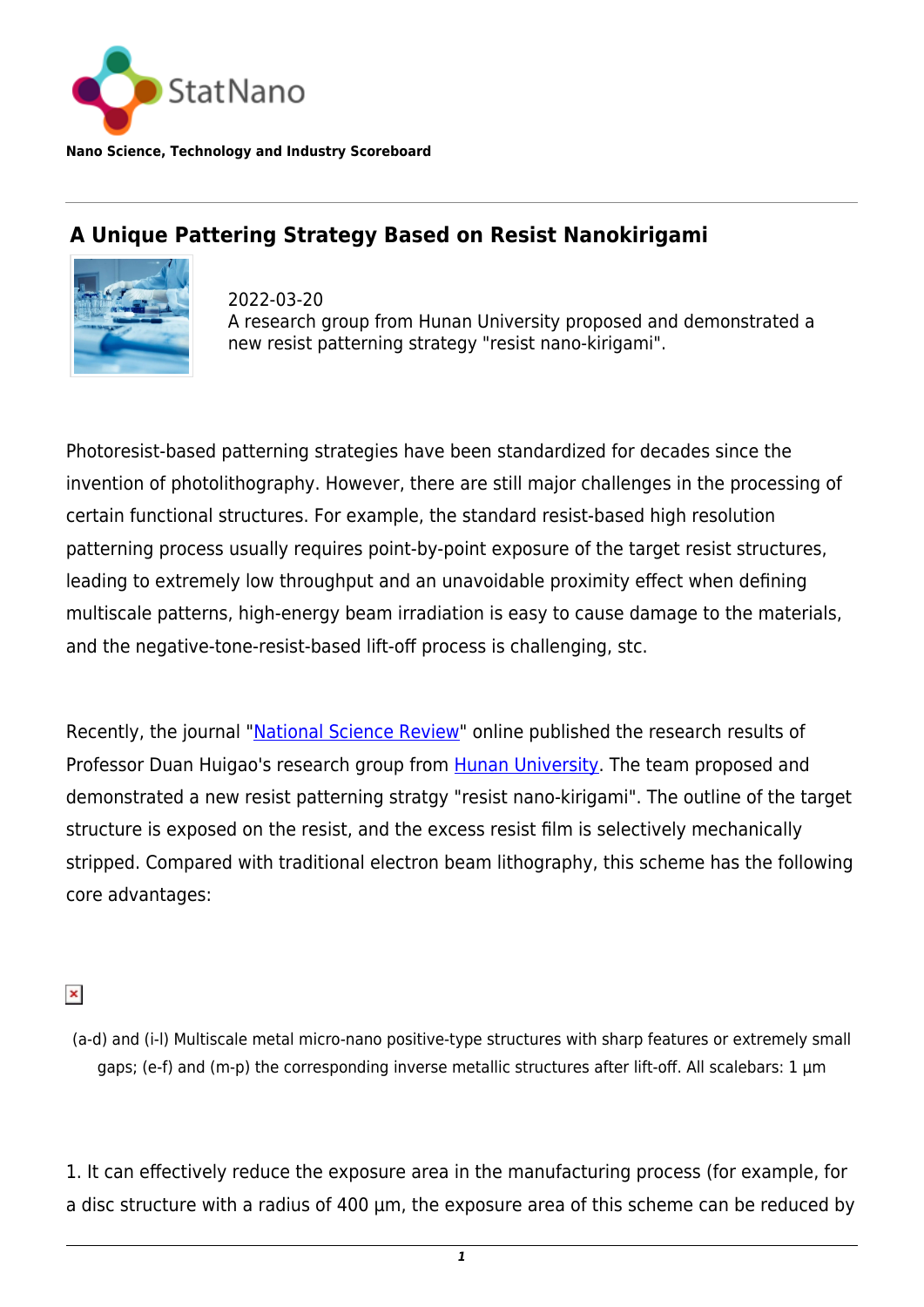Nano Science, Technology and Industry Scoreboard

# A Unique Pattering Strategy Based on Resist Nanokirigami

2022-03-20
A research group from Hunan University proposed and demonstrated a new resist patterning strategy "resist nano-kirigami".

Photoresist-based patterning strategies have been standardized for decades since the invention of photolithography. However, there are still major challenges in the processing of certain functional structures. For example, the standard resist-based high resolution patterning process usually requires point-by-point exposure of the target resist structures, leading to extremely low throughput and an unavoidable proximity effect when defining multiscale patterns, high-energy beam irradiation is easy to cause damage to the materials, and the negative-tone-resist-based lift-off process is challenging, stc.

Recently, the journal "National Science Review" online published the research results of Professor Duan Huigao's research group from Hunan University. The team proposed and demonstrated a new resist patterning stratgy "resist nano-kirigami". The outline of the target structure is exposed on the resist, and the excess resist film is selectively mechanically stripped. Compared with traditional electron beam lithography, this scheme has the following core advantages:

(a-d) and (i-l) Multiscale metal micro-nano positive-type structures with sharp features or extremely small gaps; (e-f) and (m-p) the corresponding inverse metallic structures after lift-off. All scalebars: 1 µm

1. It can effectively reduce the exposure area in the manufacturing process (for example, for a disc structure with a radius of 400 µm, the exposure area of this scheme can be reduced by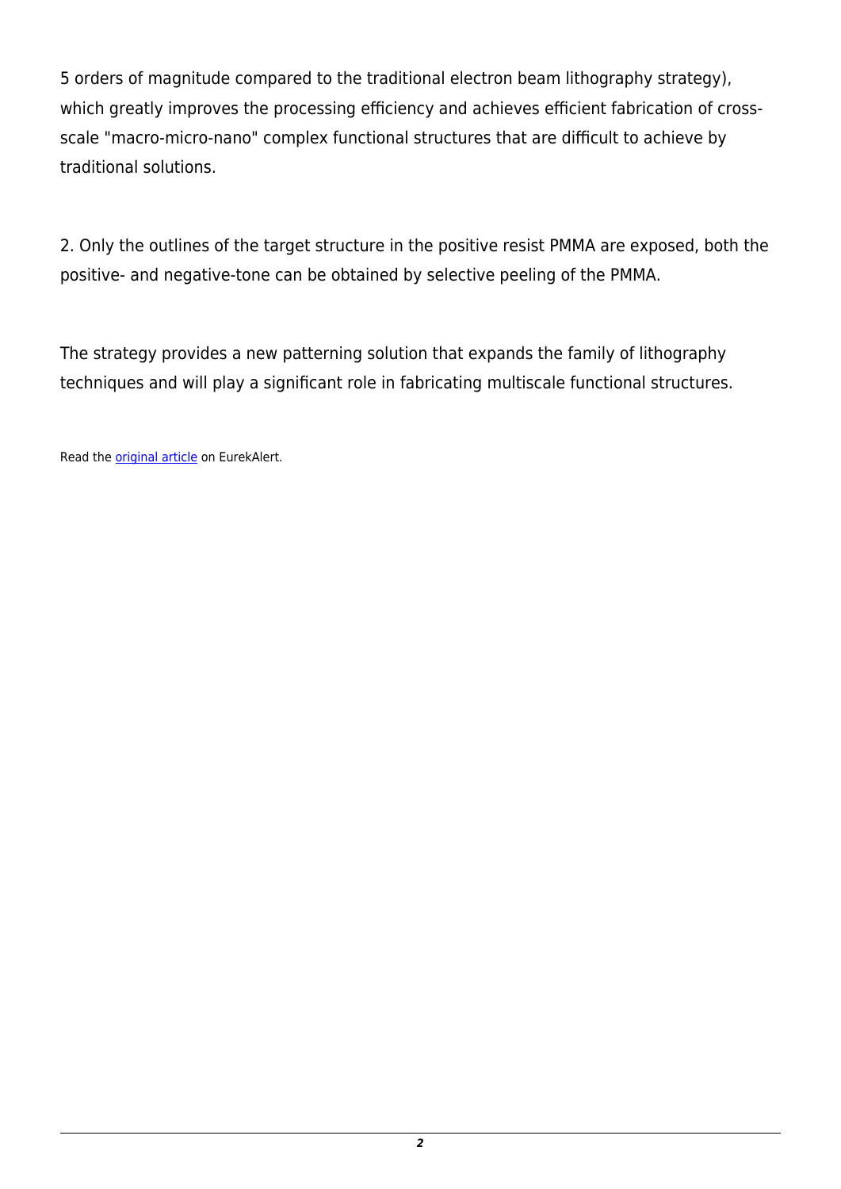5 orders of magnitude compared to the traditional electron beam lithography strategy), which greatly improves the processing efficiency and achieves efficient fabrication of cross-scale "macro-micro-nano" complex functional structures that are difficult to achieve by traditional solutions.

2. Only the outlines of the target structure in the positive resist PMMA are exposed, both the positive- and negative-tone can be obtained by selective peeling of the PMMA.

The strategy provides a new patterning solution that expands the family of lithography techniques and will play a significant role in fabricating multiscale functional structures.

Read the original article on EurekAlert.